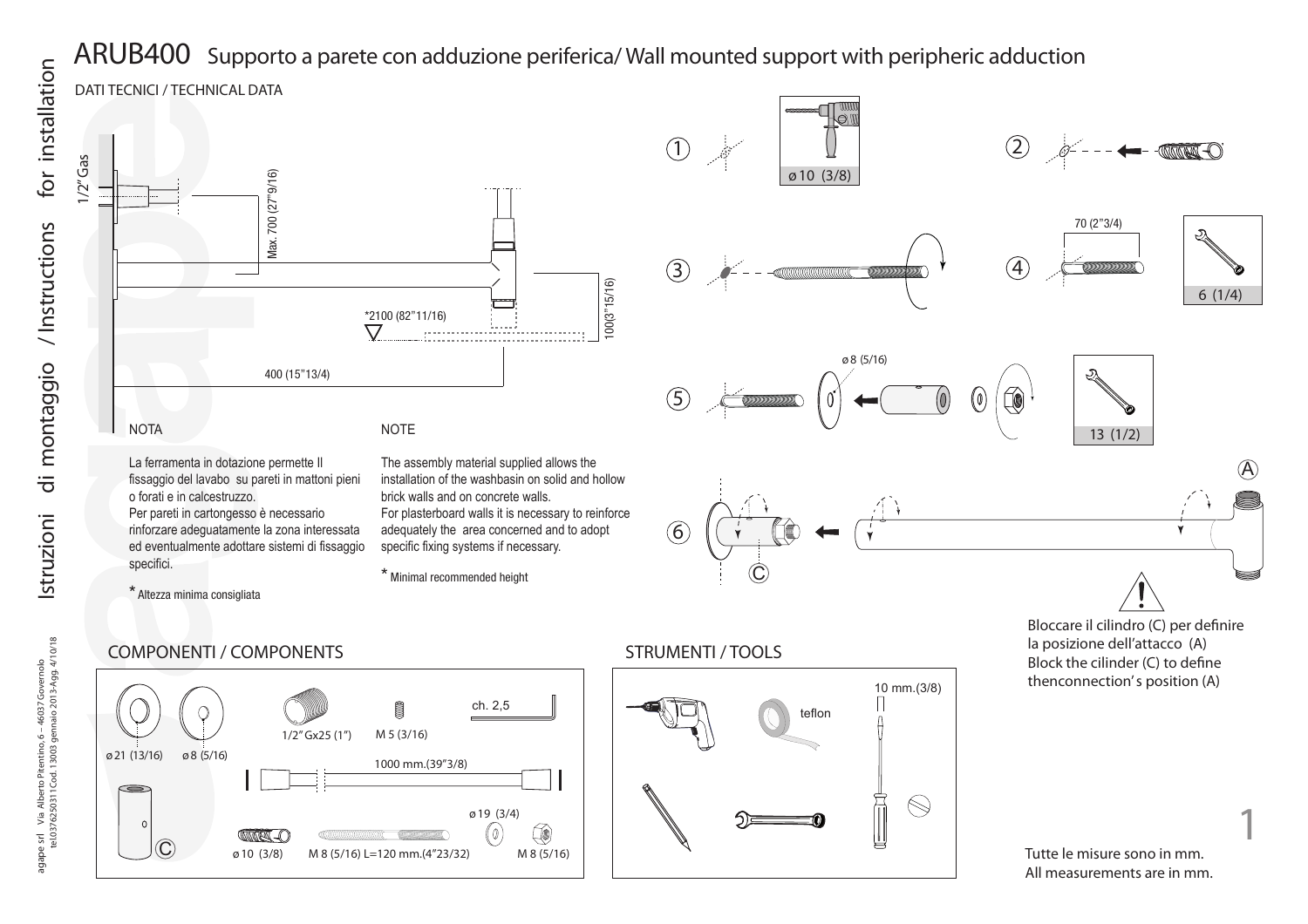# ARUB400 Supporto a parete con adduzione periferica/ Wall mounted support with peripheric adduction

DATI TECNICI / TECHNICAL DATA

1/2" Gas

Max. 700 (27"9/16)

*2100 (82"11/16)

100(3"15/16)

400 (15"13/4)

NOTA

La ferramenta in dotazione permette Il fissaggio del lavabo su pareti in mattoni pieni o forati e in calcestruzzo.
Per pareti in cartongesso è necessario rinforzare adeguatamente la zona interessata ed eventualmente adottare sistemi di fissaggio specifici.

* Altezza minima consigliata

NOTE

The assembly material supplied allows the installation of the washbasin on solid and hollow brick walls and on concrete walls.
For plasterboard walls it is necessary to reinforce adequately the area concerned and to adopt specific fixing systems if necessary.

* Minimal recommended height

1 ø10 (3/8)

2

3

4 70 (2"3/4) 6 (1/4)

5 ø 8 (5/16) 13 (1/2)

6 A C

Bloccare il cilindro (C) per definire la posizione dell'attacco (A)
Block the cilinder (C) to define thenconnection's position (A)

## COMPONENTI / COMPONENTS

ø21 (13/16)
ø8 (5/16)
1/2" Gx25 (1")
M 5 (3/16)
ch. 2,5
1000 mm.(39"3/8)
C
ø 10 (3/8)
M 8 (5/16) L=120 mm.(4"23/32)
ø 19 (3/4)
M 8 (5/16)

## STRUMENTI / TOOLS

teflon
10 mm.(3/8)

Tutte le misure sono in mm.
All measurements are in mm.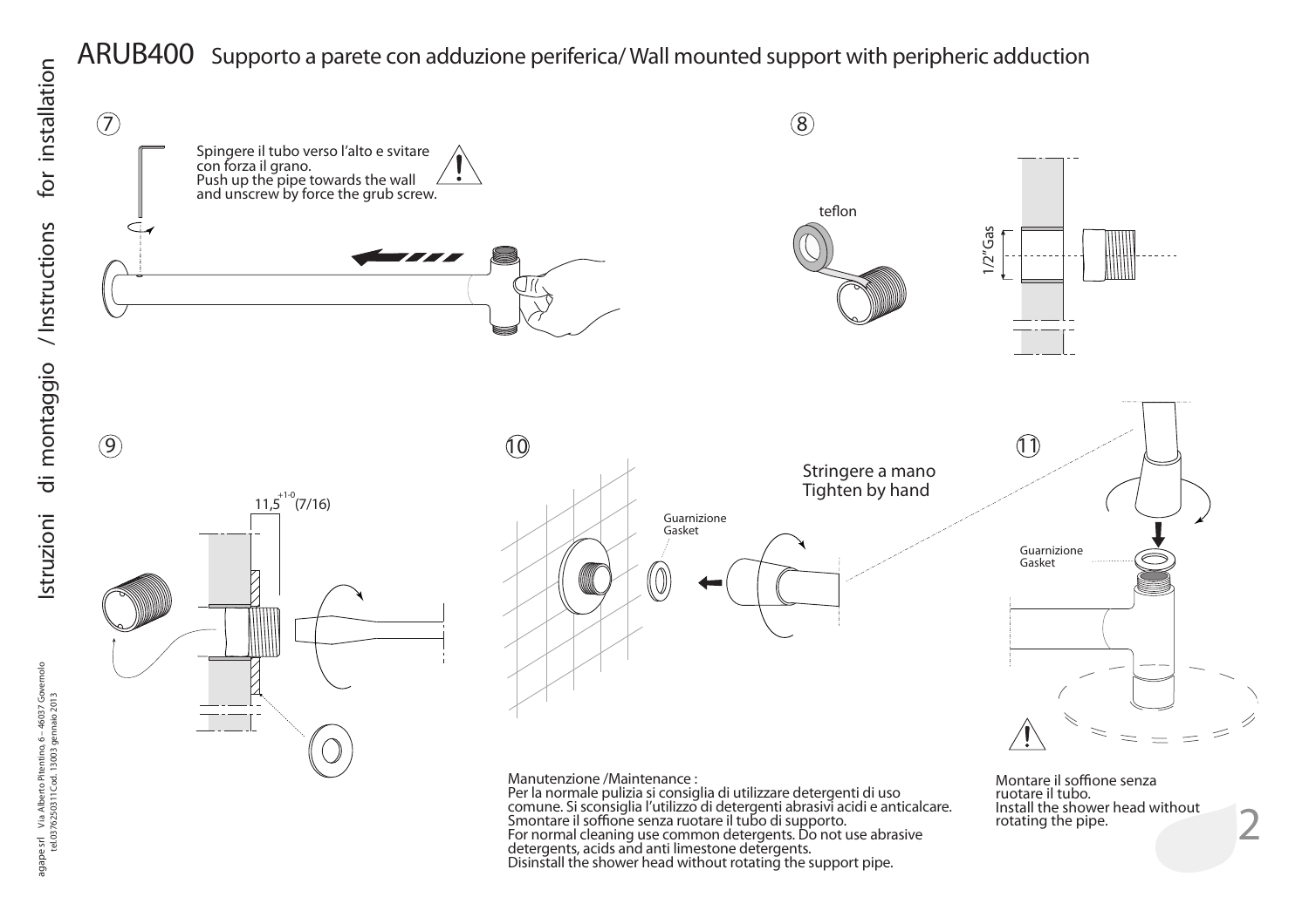# ARUB400 Supporto a parete con adduzione periferica/ Wall mounted support with peripheric adduction

Istruzioni di montaggio / Instructions for installation

⑦

Spingere il tubo verso l'alto e svitare con forza il grano.
Push up the pipe towards the wall and unscrew by force the grub screw.

⑧

teflon

1/2"Gas

⑨

11,5$^{+1-0}$ (7/16)

⑩

Guarnizione
Gasket

Stringere a mano
Tighten by hand

⑪

Guarnizione
Gasket

Manutenzione /Maintenance :
Per la normale pulizia si consiglia di utilizzare detergenti di uso comune. Si sconsiglia l'utilizzo di detergenti abrasivi acidi e anticalcare.
Smontare il soffione senza ruotare il tubo di supporto.
For normal cleaning use common detergents. Do not use abrasive detergents, acids and anti limestone detergents.
Disinstall the shower head without rotating the support pipe.

Montare il soffione senza ruotare il tubo.
Install the shower head without rotating the pipe.

agape srl Via Alberto Pitentino, 6 – 46037 Governolo
tel.0376250311 Cod. 13003 gennaio 2013